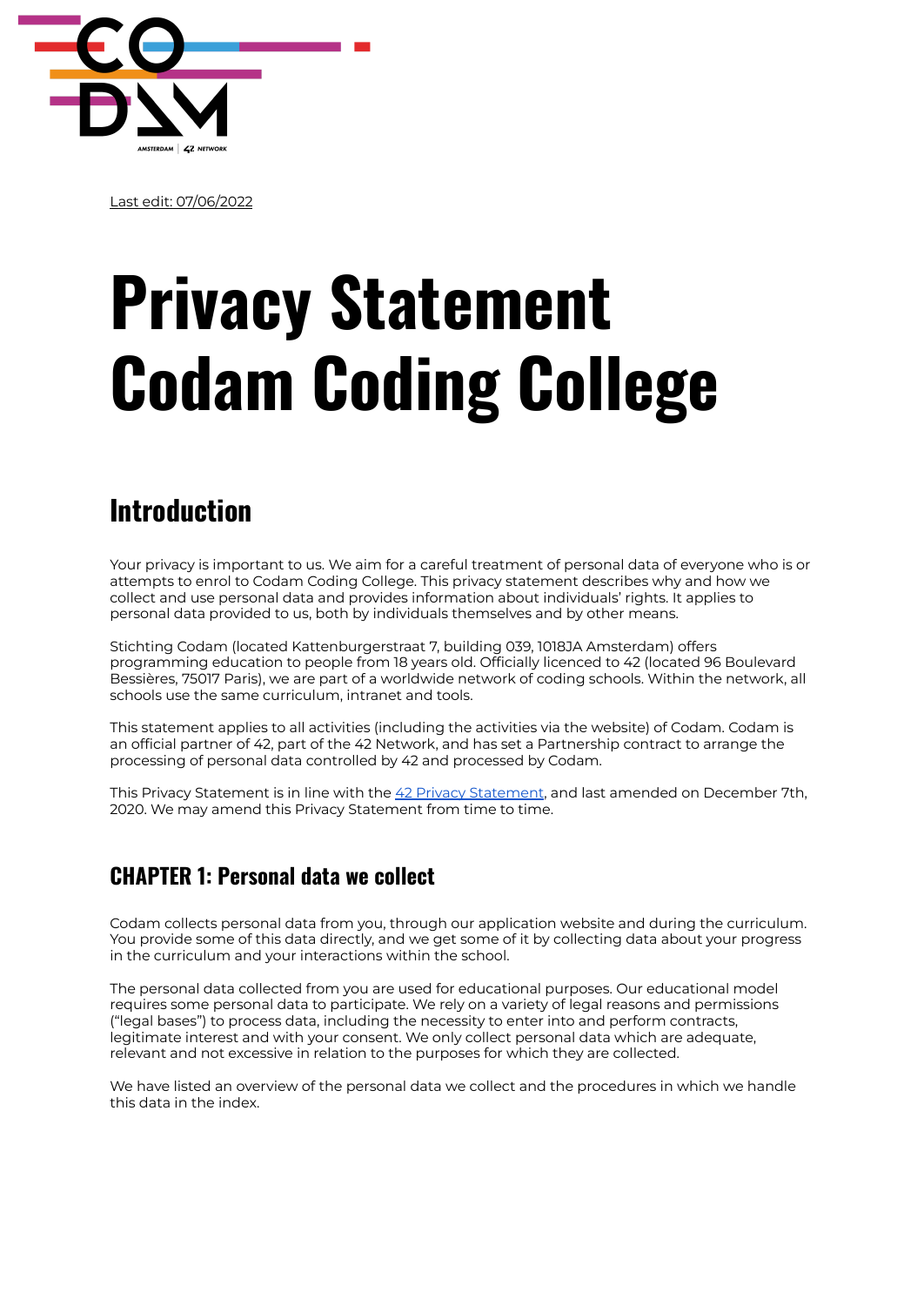Last edit: 07/06/2022

# Privacy Statement Codam Coding College

## Introduction

Your privacy is important to us. We aim for a careful treatment of personal data of everyone who is or attempts to enrol to Codam Coding College. This privacy statement describes why and how we collect and use personal data and provides information about individuals' rights. It applies to personal data provided to us, both by individuals themselves and by other means.

Stichting Codam (located Kattenburgerstraat 7, building 039, 1018JA Amsterdam) offers programming education to people from 18 years old. Officially licenced to 42 (located 96 Boulevard Bessières, 75017 Paris), we are part of a worldwide network of coding schools. Within the network, all schools use the same curriculum, intranet and tools.

This statement applies to all activities (including the activities via the website) of Codam. Codam is an official partner of 42, part of the 42 Network, and has set a Partnership contract to arrange the processing of personal data controlled by 42 and processed by Codam.

This Privacy Statement is in line with the 42 Privacy Statement, and last amended on December 7th, 2020. We may amend this Privacy Statement from time to time.

### CHAPTER 1: Personal data we collect

Codam collects personal data from you, through our application website and during the curriculum. You provide some of this data directly, and we get some of it by collecting data about your progress in the curriculum and your interactions within the school.

The personal data collected from you are used for educational purposes. Our educational model requires some personal data to participate. We rely on a variety of legal reasons and permissions ("legal bases") to process data, including the necessity to enter into and perform contracts, legitimate interest and with your consent. We only collect personal data which are adequate, relevant and not excessive in relation to the purposes for which they are collected.

We have listed an overview of the personal data we collect and the procedures in which we handle this data in the index.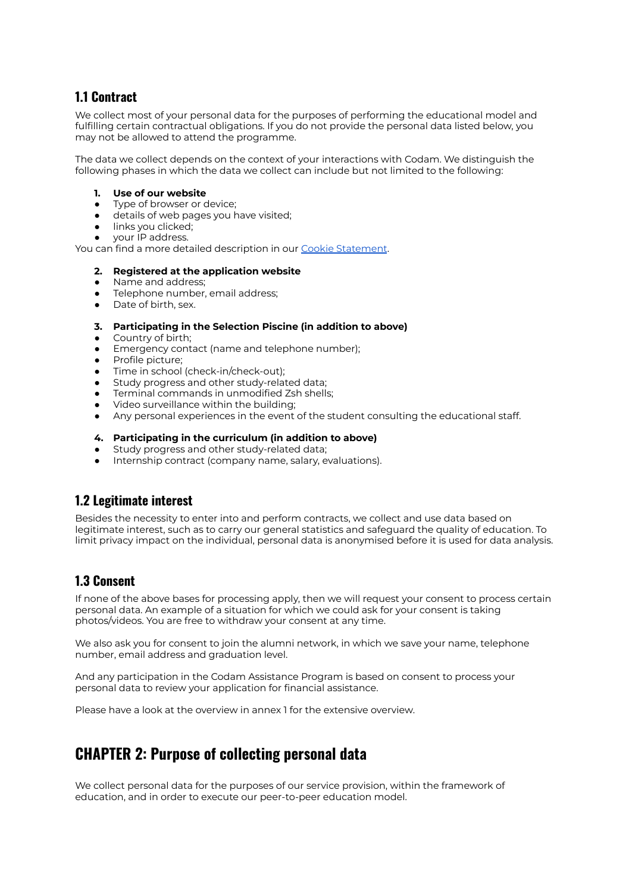## 1.1 Contract

We collect most of your personal data for the purposes of performing the educational model and fulfilling certain contractual obligations. If you do not provide the personal data listed below, you may not be allowed to attend the programme.

The data we collect depends on the context of your interactions with Codam. We distinguish the following phases in which the data we collect can include but not limited to the following:

1. **Use of our website**
- Type of browser or device;
- details of web pages you have visited;
- links you clicked;
- your IP address.

You can find a more detailed description in our Cookie Statement.

2. **Registered at the application website**
- Name and address;
- Telephone number, email address;
- Date of birth, sex.

3. **Participating in the Selection Piscine (in addition to above)**
- Country of birth;
- Emergency contact (name and telephone number);
- Profile picture;
- Time in school (check-in/check-out);
- Study progress and other study-related data;
- Terminal commands in unmodified Zsh shells;
- Video surveillance within the building;
- Any personal experiences in the event of the student consulting the educational staff.

4. **Participating in the curriculum (in addition to above)**
- Study progress and other study-related data;
- Internship contract (company name, salary, evaluations).

## 1.2 Legitimate interest

Besides the necessity to enter into and perform contracts, we collect and use data based on legitimate interest, such as to carry our general statistics and safeguard the quality of education. To limit privacy impact on the individual, personal data is anonymised before it is used for data analysis.

## 1.3 Consent

If none of the above bases for processing apply, then we will request your consent to process certain personal data. An example of a situation for which we could ask for your consent is taking photos/videos. You are free to withdraw your consent at any time.

We also ask you for consent to join the alumni network, in which we save your name, telephone number, email address and graduation level.

And any participation in the Codam Assistance Program is based on consent to process your personal data to review your application for financial assistance.

Please have a look at the overview in annex 1 for the extensive overview.

# CHAPTER 2: Purpose of collecting personal data

We collect personal data for the purposes of our service provision, within the framework of education, and in order to execute our peer-to-peer education model.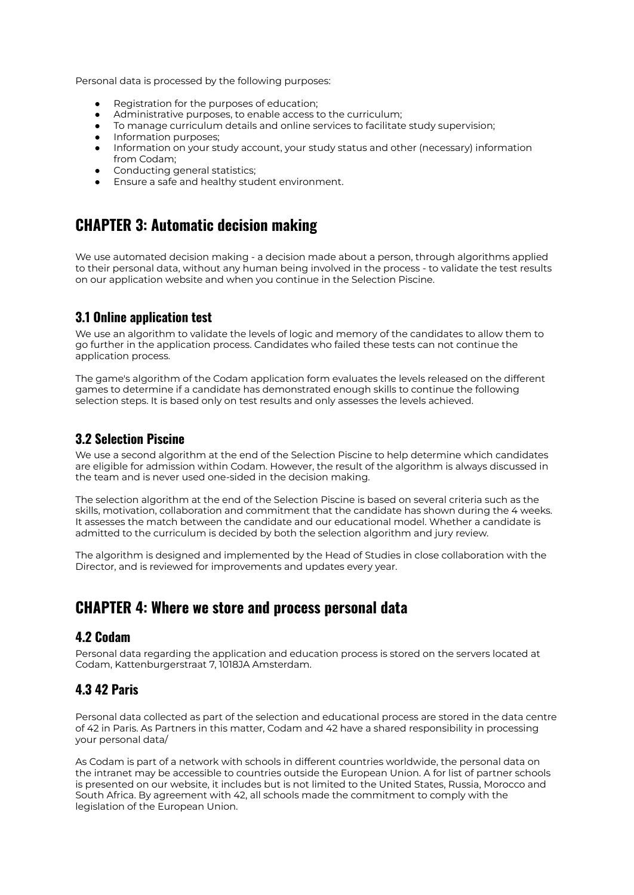Personal data is processed by the following purposes:

- Registration for the purposes of education;
- Administrative purposes, to enable access to the curriculum;
- To manage curriculum details and online services to facilitate study supervision;
- Information purposes;
- Information on your study account, your study status and other (necessary) information from Codam;
- Conducting general statistics;
- Ensure a safe and healthy student environment.

## CHAPTER 3: Automatic decision making

We use automated decision making - a decision made about a person, through algorithms applied to their personal data, without any human being involved in the process - to validate the test results on our application website and when you continue in the Selection Piscine.

### 3.1 Online application test

We use an algorithm to validate the levels of logic and memory of the candidates to allow them to go further in the application process. Candidates who failed these tests can not continue the application process.

The game's algorithm of the Codam application form evaluates the levels released on the different games to determine if a candidate has demonstrated enough skills to continue the following selection steps. It is based only on test results and only assesses the levels achieved.

### 3.2 Selection Piscine

We use a second algorithm at the end of the Selection Piscine to help determine which candidates are eligible for admission within Codam. However, the result of the algorithm is always discussed in the team and is never used one-sided in the decision making.

The selection algorithm at the end of the Selection Piscine is based on several criteria such as the skills, motivation, collaboration and commitment that the candidate has shown during the 4 weeks. It assesses the match between the candidate and our educational model. Whether a candidate is admitted to the curriculum is decided by both the selection algorithm and jury review.

The algorithm is designed and implemented by the Head of Studies in close collaboration with the Director, and is reviewed for improvements and updates every year.

## CHAPTER 4: Where we store and process personal data

### 4.2 Codam

Personal data regarding the application and education process is stored on the servers located at Codam, Kattenburgerstraat 7, 1018JA Amsterdam.

### 4.3 42 Paris

Personal data collected as part of the selection and educational process are stored in the data centre of 42 in Paris. As Partners in this matter, Codam and 42 have a shared responsibility in processing your personal data/

As Codam is part of a network with schools in different countries worldwide, the personal data on the intranet may be accessible to countries outside the European Union. A for list of partner schools is presented on our website, it includes but is not limited to the United States, Russia, Morocco and South Africa. By agreement with 42, all schools made the commitment to comply with the legislation of the European Union.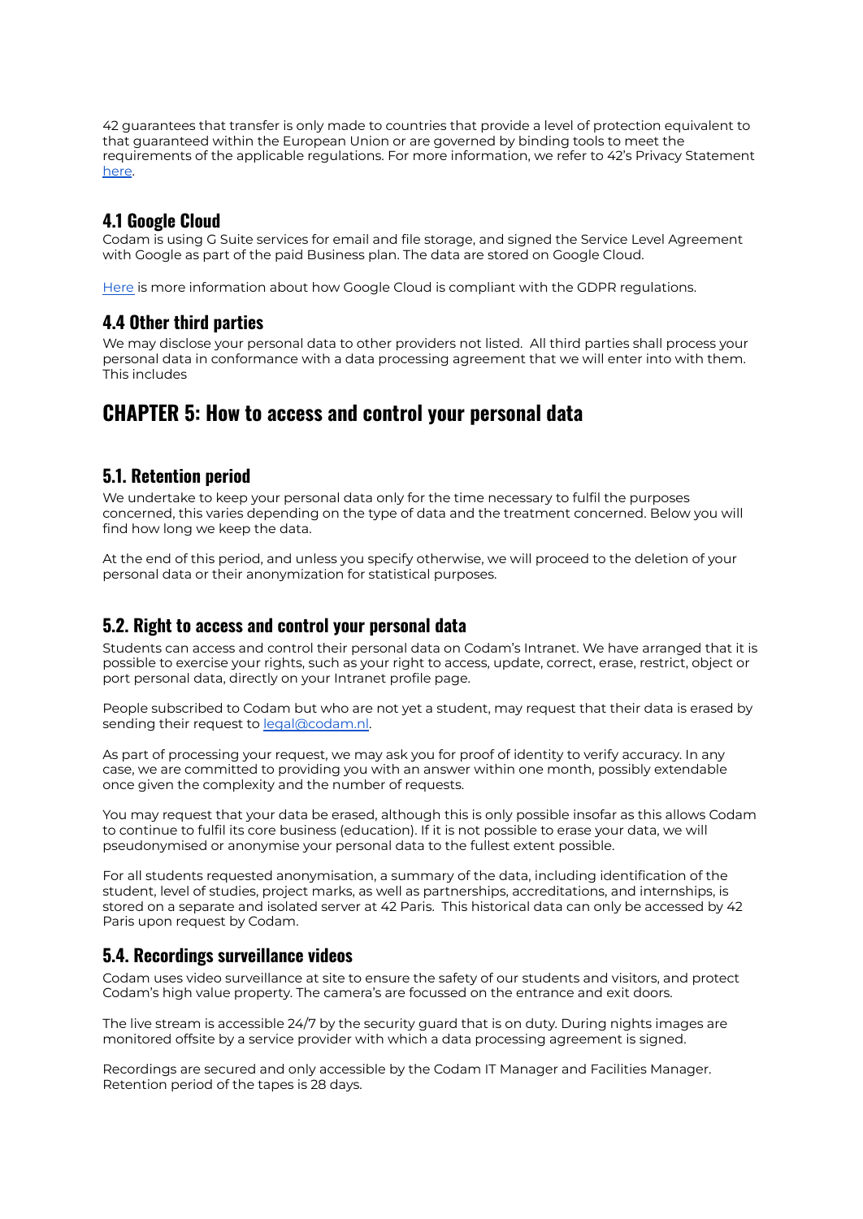42 guarantees that transfer is only made to countries that provide a level of protection equivalent to that guaranteed within the European Union or are governed by binding tools to meet the requirements of the applicable regulations. For more information, we refer to 42's Privacy Statement here.

### 4.1 Google Cloud

Codam is using G Suite services for email and file storage, and signed the Service Level Agreement with Google as part of the paid Business plan. The data are stored on Google Cloud.

Here is more information about how Google Cloud is compliant with the GDPR regulations.

### 4.4 Other third parties

We may disclose your personal data to other providers not listed.  All third parties shall process your personal data in conformance with a data processing agreement that we will enter into with them. This includes

## CHAPTER 5: How to access and control your personal data

### 5.1. Retention period

We undertake to keep your personal data only for the time necessary to fulfil the purposes concerned, this varies depending on the type of data and the treatment concerned. Below you will find how long we keep the data.

At the end of this period, and unless you specify otherwise, we will proceed to the deletion of your personal data or their anonymization for statistical purposes.

### 5.2. Right to access and control your personal data

Students can access and control their personal data on Codam's Intranet. We have arranged that it is possible to exercise your rights, such as your right to access, update, correct, erase, restrict, object or port personal data, directly on your Intranet profile page.

People subscribed to Codam but who are not yet a student, may request that their data is erased by sending their request to legal@codam.nl.

As part of processing your request, we may ask you for proof of identity to verify accuracy. In any case, we are committed to providing you with an answer within one month, possibly extendable once given the complexity and the number of requests.

You may request that your data be erased, although this is only possible insofar as this allows Codam to continue to fulfil its core business (education). If it is not possible to erase your data, we will pseudonymised or anonymise your personal data to the fullest extent possible.

For all students requested anonymisation, a summary of the data, including identification of the student, level of studies, project marks, as well as partnerships, accreditations, and internships, is stored on a separate and isolated server at 42 Paris.  This historical data can only be accessed by 42 Paris upon request by Codam.

### 5.4. Recordings surveillance videos

Codam uses video surveillance at site to ensure the safety of our students and visitors, and protect Codam's high value property. The camera's are focussed on the entrance and exit doors.

The live stream is accessible 24/7 by the security guard that is on duty. During nights images are monitored offsite by a service provider with which a data processing agreement is signed.

Recordings are secured and only accessible by the Codam IT Manager and Facilities Manager. Retention period of the tapes is 28 days.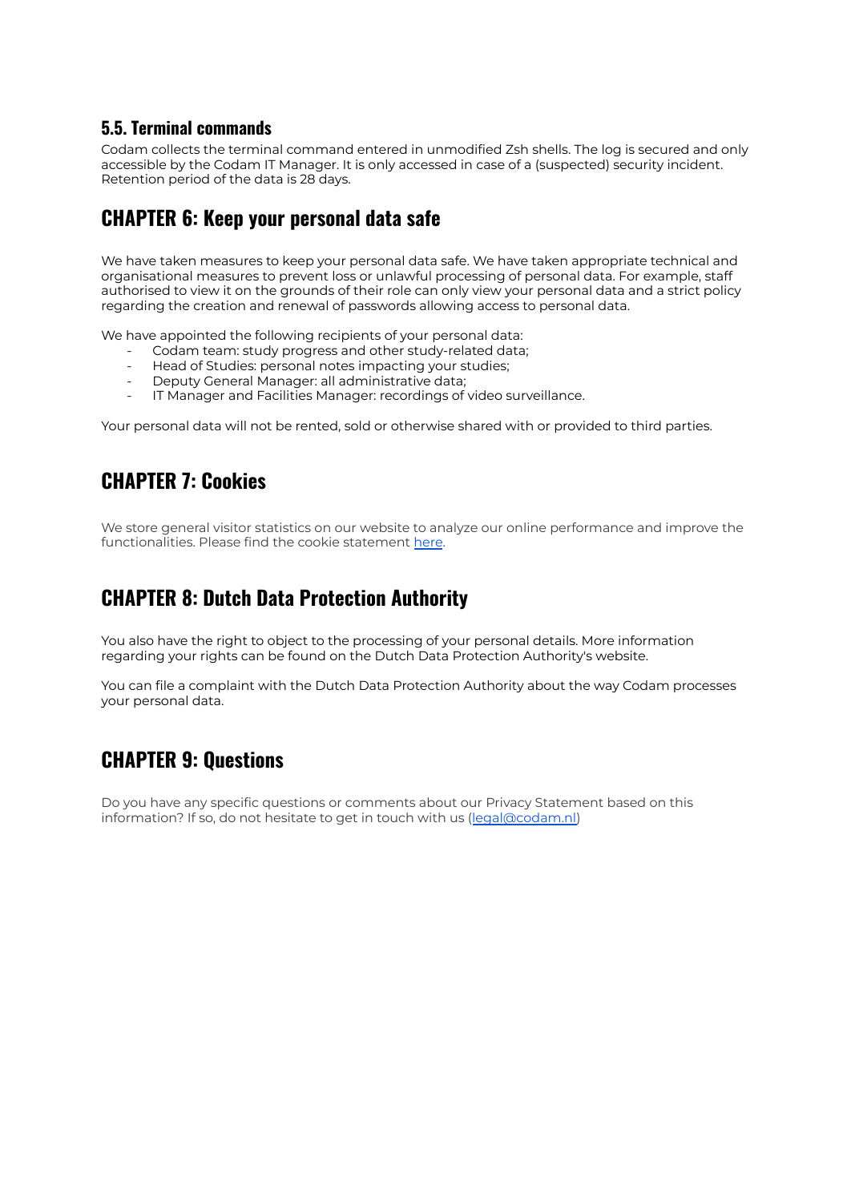### 5.5. Terminal commands

Codam collects the terminal command entered in unmodified Zsh shells. The log is secured and only accessible by the Codam IT Manager. It is only accessed in case of a (suspected) security incident. Retention period of the data is 28 days.

## CHAPTER 6: Keep your personal data safe

We have taken measures to keep your personal data safe. We have taken appropriate technical and organisational measures to prevent loss or unlawful processing of personal data. For example, staff authorised to view it on the grounds of their role can only view your personal data and a strict policy regarding the creation and renewal of passwords allowing access to personal data.

We have appointed the following recipients of your personal data:

- Codam team: study progress and other study-related data;
- Head of Studies: personal notes impacting your studies;
- Deputy General Manager: all administrative data;
- IT Manager and Facilities Manager: recordings of video surveillance.

Your personal data will not be rented, sold or otherwise shared with or provided to third parties.

## CHAPTER 7: Cookies

We store general visitor statistics on our website to analyze our online performance and improve the functionalities. Please find the cookie statement here.

## CHAPTER 8: Dutch Data Protection Authority

You also have the right to object to the processing of your personal details. More information regarding your rights can be found on the Dutch Data Protection Authority's website.

You can file a complaint with the Dutch Data Protection Authority about the way Codam processes your personal data.

## CHAPTER 9: Questions

Do you have any specific questions or comments about our Privacy Statement based on this information? If so, do not hesitate to get in touch with us (legal@codam.nl)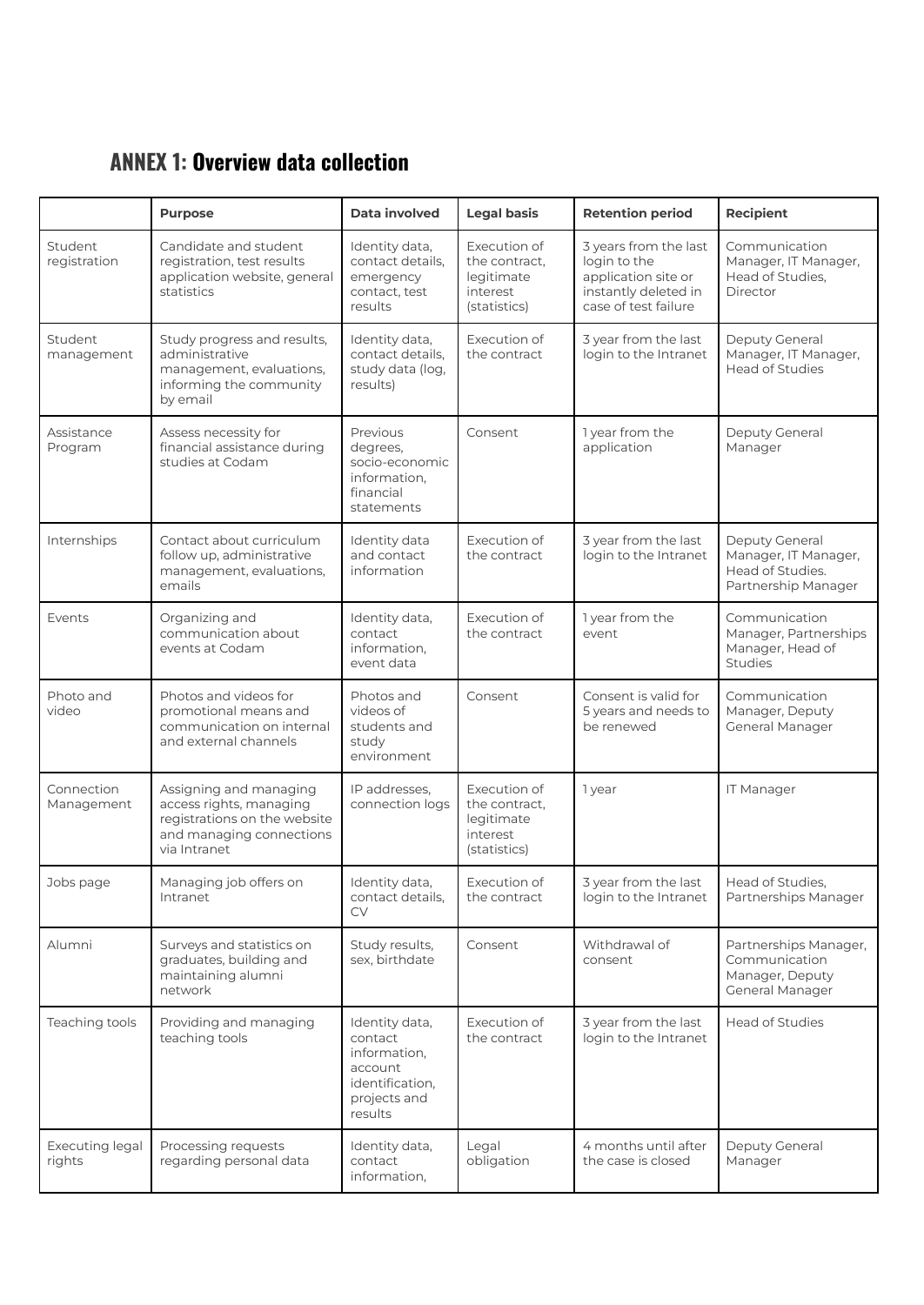## ANNEX 1: Overview data collection

| | Purpose | Data involved | Legal basis | Retention period | Recipient |
|---|---|---|---|---|---|
| Student registration | Candidate and student registration, test results application website, general statistics | Identity data, contact details, emergency contact, test results | Execution of the contract, legitimate interest (statistics) | 3 years from the last login to the application site or instantly deleted in case of test failure | Communication Manager, IT Manager, Head of Studies, Director |
| Student management | Study progress and results, administrative management, evaluations, informing the community by email | Identity data, contact details, study data (log, results) | Execution of the contract | 3 year from the last login to the Intranet | Deputy General Manager, IT Manager, Head of Studies |
| Assistance Program | Assess necessity for financial assistance during studies at Codam | Previous degrees, socio-economic information, financial statements | Consent | 1 year from the application | Deputy General Manager |
| Internships | Contact about curriculum follow up, administrative management, evaluations, emails | Identity data and contact information | Execution of the contract | 3 year from the last login to the Intranet | Deputy General Manager, IT Manager, Head of Studies. Partnership Manager |
| Events | Organizing and communication about events at Codam | Identity data, contact information, event data | Execution of the contract | 1 year from the event | Communication Manager, Partnerships Manager, Head of Studies |
| Photo and video | Photos and videos for promotional means and communication on internal and external channels | Photos and videos of students and study environment | Consent | Consent is valid for 5 years and needs to be renewed | Communication Manager, Deputy General Manager |
| Connection Management | Assigning and managing access rights, managing registrations on the website and managing connections via Intranet | IP addresses, connection logs | Execution of the contract, legitimate interest (statistics) | 1 year | IT Manager |
| Jobs page | Managing job offers on Intranet | Identity data, contact details, CV | Execution of the contract | 3 year from the last login to the Intranet | Head of Studies, Partnerships Manager |
| Alumni | Surveys and statistics on graduates, building and maintaining alumni network | Study results, sex, birthdate | Consent | Withdrawal of consent | Partnerships Manager, Communication Manager, Deputy General Manager |
| Teaching tools | Providing and managing teaching tools | Identity data, contact information, account identification, projects and results | Execution of the contract | 3 year from the last login to the Intranet | Head of Studies |
| Executing legal rights | Processing requests regarding personal data | Identity data, contact information, | Legal obligation | 4 months until after the case is closed | Deputy General Manager |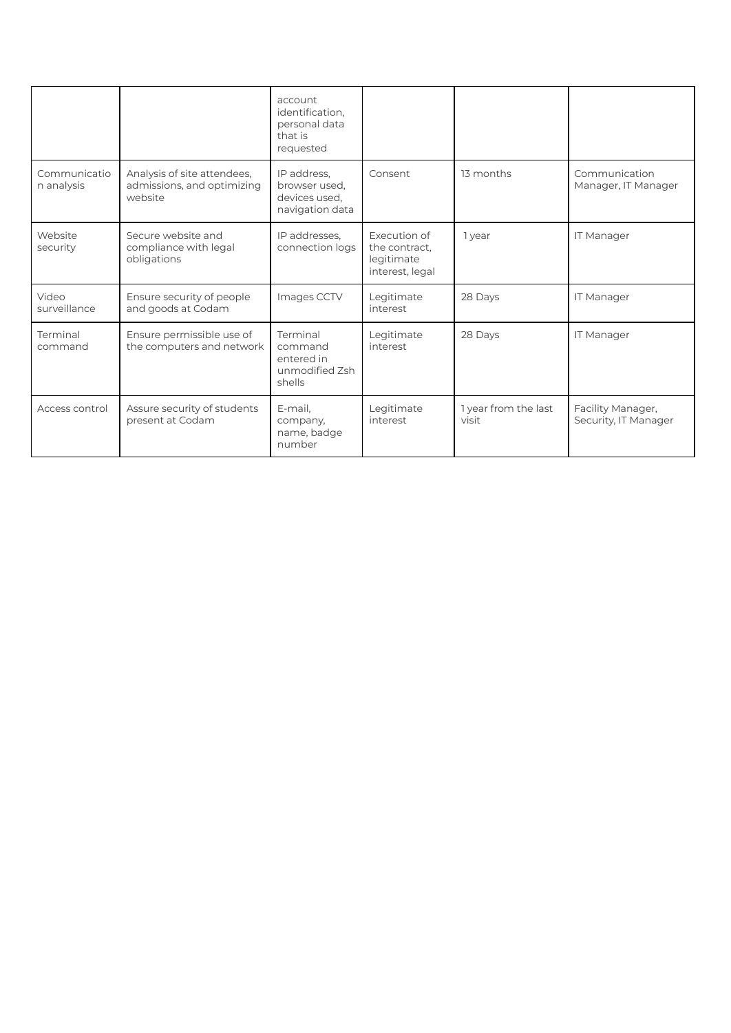| | | | | | |
|---|---|---|---|---|---|
| | | account identification, personal data that is requested | | | |
| Communication analysis | Analysis of site attendees, admissions, and optimizing website | IP address, browser used, devices used, navigation data | Consent | 13 months | Communication Manager, IT Manager |
| Website security | Secure website and compliance with legal obligations | IP addresses, connection logs | Execution of the contract, legitimate interest, legal | 1 year | IT Manager |
| Video surveillance | Ensure security of people and goods at Codam | Images CCTV | Legitimate interest | 28 Days | IT Manager |
| Terminal command | Ensure permissible use of the computers and network | Terminal command entered in unmodified Zsh shells | Legitimate interest | 28 Days | IT Manager |
| Access control | Assure security of students present at Codam | E-mail, company, name, badge number | Legitimate interest | 1 year from the last visit | Facility Manager, Security, IT Manager |